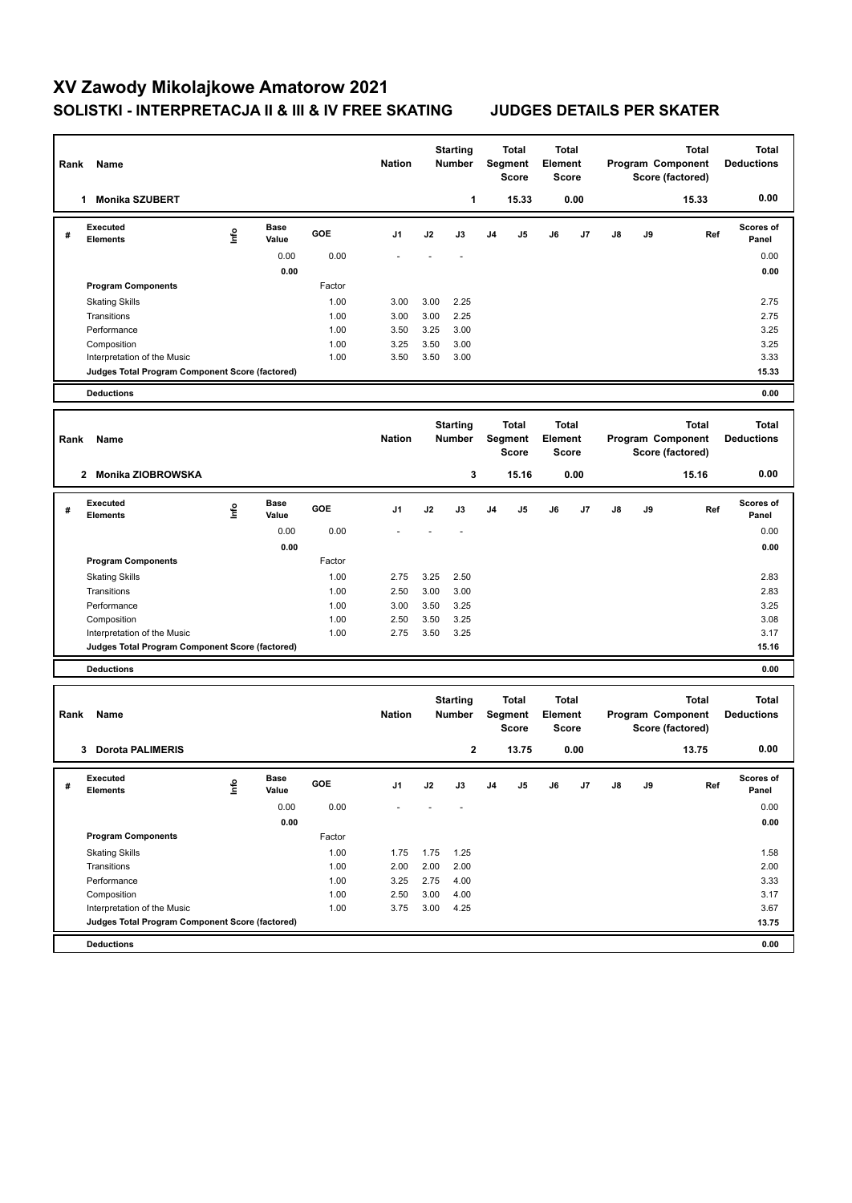# XV Zawody Mikolajkowe Amatorow 2021

## SOLISTKI - INTERPRETACJA II & III & IV FREE SKATING — JUDGES DETAILS PER SKATER

| Rank | Name | Nation | Starting Number | Total Segment Score | Total Element Score | Total Program Component Score (factored) | Total Deductions |
|---|---|---|---|---|---|---|---|
| 1 | Monika SZUBERT | | 1 | 15.33 | 0.00 | 15.33 | 0.00 |

| # | Executed Elements | Info | Base Value | GOE | J1 | J2 | J3 | J4 | J5 | J6 | J7 | J8 | J9 | Ref | Scores of Panel |
|---|---|---|---|---|---|---|---|---|---|---|---|---|---|---|---|
| | | | 0.00 | 0.00 | - | - | - | | | | | | | | 0.00 |
| | | | 0.00 | | | | | | | | | | | | 0.00 |
| | **Program Components** | | | Factor | | | | | | | | | | | |
| | Skating Skills | | | 1.00 | 3.00 | 3.00 | 2.25 | | | | | | | | 2.75 |
| | Transitions | | | 1.00 | 3.00 | 3.00 | 2.25 | | | | | | | | 2.75 |
| | Performance | | | 1.00 | 3.50 | 3.25 | 3.00 | | | | | | | | 3.25 |
| | Composition | | | 1.00 | 3.25 | 3.50 | 3.00 | | | | | | | | 3.25 |
| | Interpretation of the Music | | | 1.00 | 3.50 | 3.50 | 3.00 | | | | | | | | 3.33 |
| | **Judges Total Program Component Score (factored)** | | | | | | | | | | | | | | 15.33 |
| | **Deductions** | | | | | | | | | | | | | | 0.00 |

| Rank | Name | Nation | Starting Number | Total Segment Score | Total Element Score | Total Program Component Score (factored) | Total Deductions |
|---|---|---|---|---|---|---|---|
| 2 | Monika ZIOBROWSKA | | 3 | 15.16 | 0.00 | 15.16 | 0.00 |

| # | Executed Elements | Info | Base Value | GOE | J1 | J2 | J3 | J4 | J5 | J6 | J7 | J8 | J9 | Ref | Scores of Panel |
|---|---|---|---|---|---|---|---|---|---|---|---|---|---|---|---|
| | | | 0.00 | 0.00 | - | - | - | | | | | | | | 0.00 |
| | | | 0.00 | | | | | | | | | | | | 0.00 |
| | **Program Components** | | | Factor | | | | | | | | | | | |
| | Skating Skills | | | 1.00 | 2.75 | 3.25 | 2.50 | | | | | | | | 2.83 |
| | Transitions | | | 1.00 | 2.50 | 3.00 | 3.00 | | | | | | | | 2.83 |
| | Performance | | | 1.00 | 3.00 | 3.50 | 3.25 | | | | | | | | 3.25 |
| | Composition | | | 1.00 | 2.50 | 3.50 | 3.25 | | | | | | | | 3.08 |
| | Interpretation of the Music | | | 1.00 | 2.75 | 3.50 | 3.25 | | | | | | | | 3.17 |
| | **Judges Total Program Component Score (factored)** | | | | | | | | | | | | | | 15.16 |
| | **Deductions** | | | | | | | | | | | | | | 0.00 |

| Rank | Name | Nation | Starting Number | Total Segment Score | Total Element Score | Total Program Component Score (factored) | Total Deductions |
|---|---|---|---|---|---|---|---|
| 3 | Dorota PALIMERIS | | 2 | 13.75 | 0.00 | 13.75 | 0.00 |

| # | Executed Elements | Info | Base Value | GOE | J1 | J2 | J3 | J4 | J5 | J6 | J7 | J8 | J9 | Ref | Scores of Panel |
|---|---|---|---|---|---|---|---|---|---|---|---|---|---|---|---|
| | | | 0.00 | 0.00 | - | - | - | | | | | | | | 0.00 |
| | | | 0.00 | | | | | | | | | | | | 0.00 |
| | **Program Components** | | | Factor | | | | | | | | | | | |
| | Skating Skills | | | 1.00 | 1.75 | 1.75 | 1.25 | | | | | | | | 1.58 |
| | Transitions | | | 1.00 | 2.00 | 2.00 | 2.00 | | | | | | | | 2.00 |
| | Performance | | | 1.00 | 3.25 | 2.75 | 4.00 | | | | | | | | 3.33 |
| | Composition | | | 1.00 | 2.50 | 3.00 | 4.00 | | | | | | | | 3.17 |
| | Interpretation of the Music | | | 1.00 | 3.75 | 3.00 | 4.25 | | | | | | | | 3.67 |
| | **Judges Total Program Component Score (factored)** | | | | | | | | | | | | | | 13.75 |
| | **Deductions** | | | | | | | | | | | | | | 0.00 |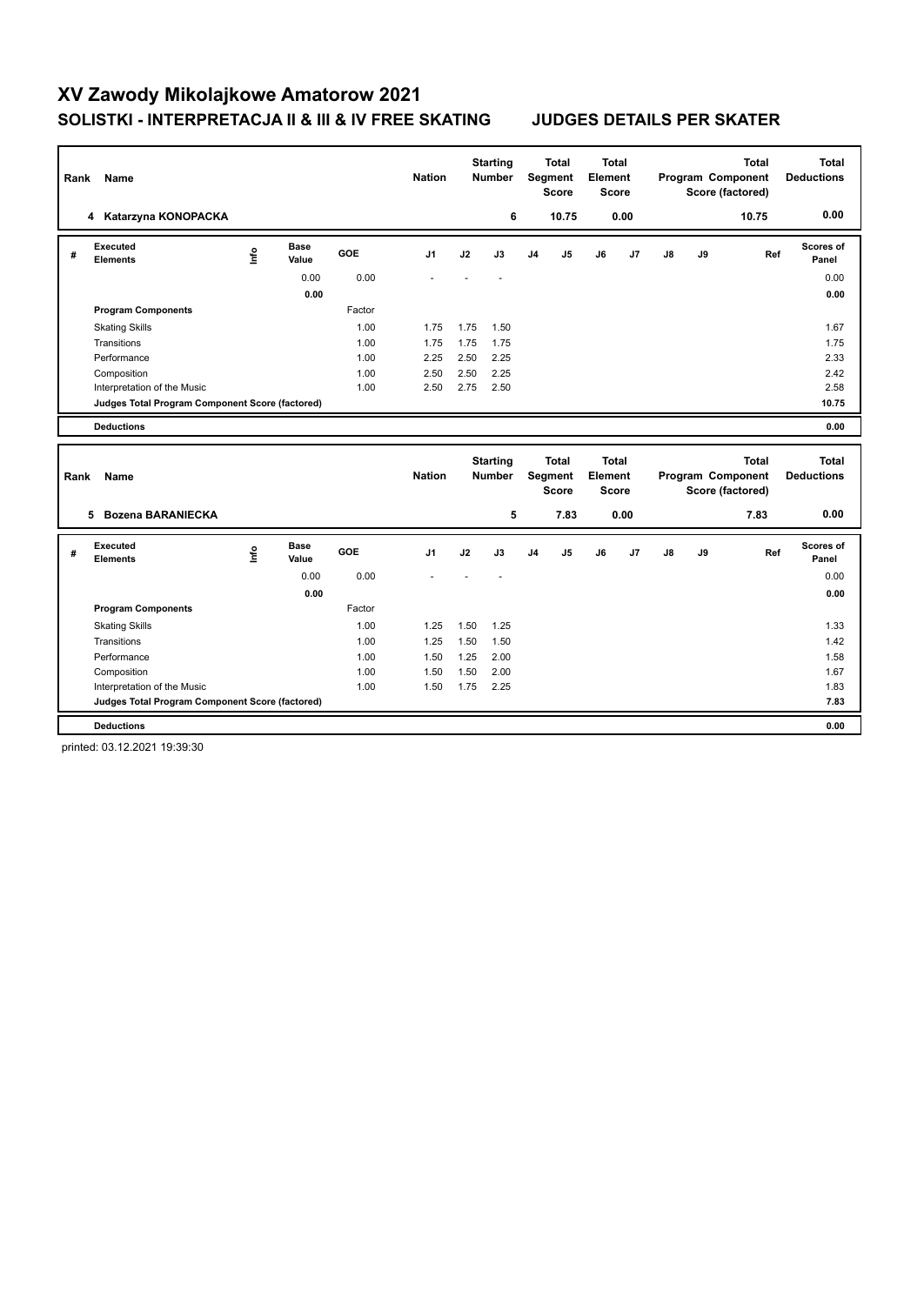# XV Zawody Mikolajkowe Amatorow 2021

## SOLISTKI - INTERPRETACJA II & III & IV FREE SKATING JUDGES DETAILS PER SKATER

| Rank | Name | Nation | Starting Number | Total Segment Score | Total Element Score | Total Program Component Score (factored) | Total Deductions |
|---|---|---|---|---|---|---|---|
| 4 | Katarzyna KONOPACKA | | 6 | 10.75 | 0.00 | 10.75 | 0.00 |

| # | Executed Elements | Info | Base Value | GOE | J1 | J2 | J3 | J4 | J5 | J6 | J7 | J8 | J9 | Ref | Scores of Panel |
|---|---|---|---|---|---|---|---|---|---|---|---|---|---|---|---|
| | | | 0.00 | 0.00 | - | - | - | | | | | | | | 0.00 |
| | | | 0.00 | | | | | | | | | | | | 0.00 |
| | Program Components | | | Factor | | | | | | | | | | | |
| | Skating Skills | | | 1.00 | 1.75 | 1.75 | 1.50 | | | | | | | | 1.67 |
| | Transitions | | | 1.00 | 1.75 | 1.75 | 1.75 | | | | | | | | 1.75 |
| | Performance | | | 1.00 | 2.25 | 2.50 | 2.25 | | | | | | | | 2.33 |
| | Composition | | | 1.00 | 2.50 | 2.50 | 2.25 | | | | | | | | 2.42 |
| | Interpretation of the Music | | | 1.00 | 2.50 | 2.75 | 2.50 | | | | | | | | 2.58 |
| | Judges Total Program Component Score (factored) | | | | | | | | | | | | | | 10.75 |
| | Deductions | | | | | | | | | | | | | | 0.00 |

| Rank | Name | Nation | Starting Number | Total Segment Score | Total Element Score | Total Program Component Score (factored) | Total Deductions |
|---|---|---|---|---|---|---|---|
| 5 | Bozena BARANIECKA | | 5 | 7.83 | 0.00 | 7.83 | 0.00 |

| # | Executed Elements | Info | Base Value | GOE | J1 | J2 | J3 | J4 | J5 | J6 | J7 | J8 | J9 | Ref | Scores of Panel |
|---|---|---|---|---|---|---|---|---|---|---|---|---|---|---|---|
| | | | 0.00 | 0.00 | - | - | - | | | | | | | | 0.00 |
| | | | 0.00 | | | | | | | | | | | | 0.00 |
| | Program Components | | | Factor | | | | | | | | | | | |
| | Skating Skills | | | 1.00 | 1.25 | 1.50 | 1.25 | | | | | | | | 1.33 |
| | Transitions | | | 1.00 | 1.25 | 1.50 | 1.50 | | | | | | | | 1.42 |
| | Performance | | | 1.00 | 1.50 | 1.25 | 2.00 | | | | | | | | 1.58 |
| | Composition | | | 1.00 | 1.50 | 1.50 | 2.00 | | | | | | | | 1.67 |
| | Interpretation of the Music | | | 1.00 | 1.50 | 1.75 | 2.25 | | | | | | | | 1.83 |
| | Judges Total Program Component Score (factored) | | | | | | | | | | | | | | 7.83 |
| | Deductions | | | | | | | | | | | | | | 0.00 |

printed: 03.12.2021 19:39:30